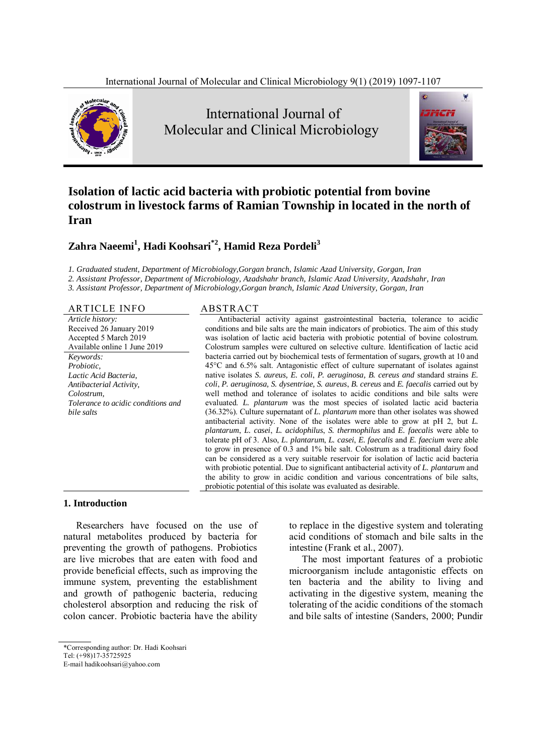# Isolation of lactic acid bacteria with probiotic potential from bovine colostrum in livestock farms of Ramian Township in located in the north of Iran

**Zahra Naeemi[1], Hadi Koohsari[*2], Hamid Reza Pordeli[3]**

*1. Graduated student, Department of Microbiology,Gorgan branch, Islamic Azad University, Gorgan, Iran*
*2. Assistant Professor, Department of Microbiology, Azadshahr branch, Islamic Azad University, Azadshahr, Iran*
*3. Assistant Professor, Department of Microbiology,Gorgan branch, Islamic Azad University, Gorgan, Iran*

## ARTICLE INFO

*Article history:*
Received 26 January 2019
Accepted 5 March 2019
Available online 1 June 2019

*Keywords:*
*Probiotic,*
*Lactic Acid Bacteria,*
*Antibacterial Activity,*
*Colostrum,*
*Tolerance to acidic conditions and bile salts*

## ABSTRACT

Antibacterial activity against gastrointestinal bacteria, tolerance to acidic conditions and bile salts are the main indicators of probiotics. The aim of this study was isolation of lactic acid bacteria with probiotic potential of bovine colostrum. Colostrum samples were cultured on selective culture. Identification of lactic acid bacteria carried out by biochemical tests of fermentation of sugars, growth at 10 and 45°C and 6.5% salt. Antagonistic effect of culture supernatant of isolates against native isolates *S. aureus, E. coli*, *P. aeruginosa, B. cereus and* standard strains *E. coli*, *P. aeruginosa*, *S. dysentriae, S. aureus*, *B. cereus* and *E. faecalis* carried out by well method and tolerance of isolates to acidic conditions and bile salts were evaluated. *L. plantarum* was the most species of isolated lactic acid bacteria (36.32%). Culture supernatant of *L. plantarum* more than other isolates was showed antibacterial activity. None of the isolates were able to grow at pH 2, but *L. plantarum*, *L. casei*, *L. acidophilus*, *S. thermophilus* and *E. faecalis* were able to tolerate pH of 3. Also, *L. plantarum*, *L. casei*, *E. faecalis* and *E. faecium* were able to grow in presence of 0.3 and 1% bile salt. Colostrum as a traditional dairy food can be considered as a very suitable reservoir for isolation of lactic acid bacteria with probiotic potential. Due to significant antibacterial activity of *L. plantarum* and the ability to grow in acidic condition and various concentrations of bile salts, probiotic potential of this isolate was evaluated as desirable.

## 1. Introduction

Researchers have focused on the use of natural metabolites produced by bacteria for preventing the growth of pathogens. Probiotics are live microbes that are eaten with food and provide beneficial effects, such as improving the immune system, preventing the establishment and growth of pathogenic bacteria, reducing cholesterol absorption and reducing the risk of colon cancer. Probiotic bacteria have the ability to replace in the digestive system and tolerating acid conditions of stomach and bile salts in the intestine (Frank et al., 2007).

The most important features of a probiotic microorganism include antagonistic effects on ten bacteria and the ability to living and activating in the digestive system, meaning the tolerating of the acidic conditions of the stomach and bile salts of intestine (Sanders, 2000; Pundir

*Corresponding author: Dr. Hadi Koohsari
Tel: (+98)17-35725925
E-mail hadikoohsari@yahoo.com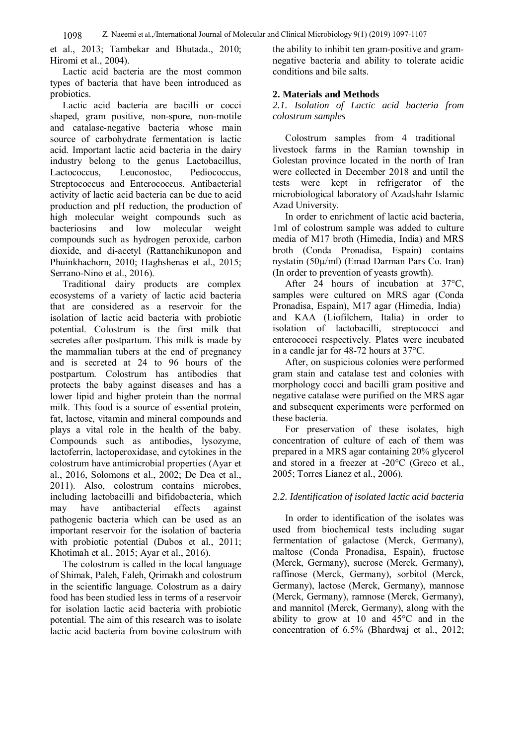et al., 2013; Tambekar and Bhutada., 2010; Hiromi et al., 2004).

Lactic acid bacteria are the most common types of bacteria that have been introduced as probiotics.

Lactic acid bacteria are bacilli or cocci shaped, gram positive, non-spore, non-motile and catalase-negative bacteria whose main source of carbohydrate fermentation is lactic acid. Important lactic acid bacteria in the dairy industry belong to the genus Lactobacillus, Lactococcus, Leuconostoc, Pediococcus, Streptococcus and Enterococcus. Antibacterial activity of lactic acid bacteria can be due to acid production and pH reduction, the production of high molecular weight compounds such as bacteriosins and low molecular weight compounds such as hydrogen peroxide, carbon dioxide, and di-acetyl (Rattanchikunopon and Phuinkhachorn, 2010; Haghshenas et al., 2015; Serrano-Nino et al., 2016).

Traditional dairy products are complex ecosystems of a variety of lactic acid bacteria that are considered as a reservoir for the isolation of lactic acid bacteria with probiotic potential. Colostrum is the first milk that secretes after postpartum. This milk is made by the mammalian tubers at the end of pregnancy and is secreted at 24 to 96 hours of the postpartum. Colostrum has antibodies that protects the baby against diseases and has a lower lipid and higher protein than the normal milk. This food is a source of essential protein, fat, lactose, vitamin and mineral compounds and plays a vital role in the health of the baby. Compounds such as antibodies, lysozyme, lactoferrin, lactoperoxidase, and cytokines in the colostrum have antimicrobial properties (Ayar et al., 2016, Solomons et al., 2002; De Dea et al., 2011). Also, colostrum contains microbes, including lactobacilli and bifidobacteria, which may have antibacterial effects against pathogenic bacteria which can be used as an important reservoir for the isolation of bacteria with probiotic potential (Dubos et al., 2011; Khotimah et al., 2015; Ayar et al., 2016).

The colostrum is called in the local language of Shimak, Paleh, Faleh, Qrimakh and colostrum in the scientific language. Colostrum as a dairy food has been studied less in terms of a reservoir for isolation lactic acid bacteria with probiotic potential. The aim of this research was to isolate lactic acid bacteria from bovine colostrum with the ability to inhibit ten gram-positive and gram-negative bacteria and ability to tolerate acidic conditions and bile salts.

## 2. Materials and Methods

### *2.1. Isolation of Lactic acid bacteria from colostrum samples*

Colostrum samples from 4 traditional livestock farms in the Ramian township in Golestan province located in the north of Iran were collected in December 2018 and until the tests were kept in refrigerator of the microbiological laboratory of Azadshahr Islamic Azad University.

In order to enrichment of lactic acid bacteria, 1ml of colostrum sample was added to culture media of M17 broth (Himedia, India) and MRS broth (Conda Pronadisa, Espain) contains nystatin (50µ/ml) (Emad Darman Pars Co. Iran) (In order to prevention of yeasts growth).

After 24 hours of incubation at 37°C, samples were cultured on MRS agar (Conda Pronadisa, Espain), M17 agar (Himedia, India) and KAA (Liofilchem, Italia) in order to isolation of lactobacilli, streptococci and enterococci respectively. Plates were incubated in a candle jar for 48-72 hours at 37°C.

After, on suspicious colonies were performed gram stain and catalase test and colonies with morphology cocci and bacilli gram positive and negative catalase were purified on the MRS agar and subsequent experiments were performed on these bacteria.

For preservation of these isolates, high concentration of culture of each of them was prepared in a MRS agar containing 20% glycerol and stored in a freezer at -20°C (Greco et al., 2005; Torres Lianez et al., 2006).

### *2.2. Identification of isolated lactic acid bacteria*

In order to identification of the isolates was used from biochemical tests including sugar fermentation of galactose (Merck, Germany), maltose (Conda Pronadisa, Espain), fructose (Merck, Germany), sucrose (Merck, Germany), raffinose (Merck, Germany), sorbitol (Merck, Germany), lactose (Merck, Germany), mannose (Merck, Germany), ramnose (Merck, Germany), and mannitol (Merck, Germany), along with the ability to grow at 10 and 45°C and in the concentration of 6.5% (Bhardwaj et al., 2012;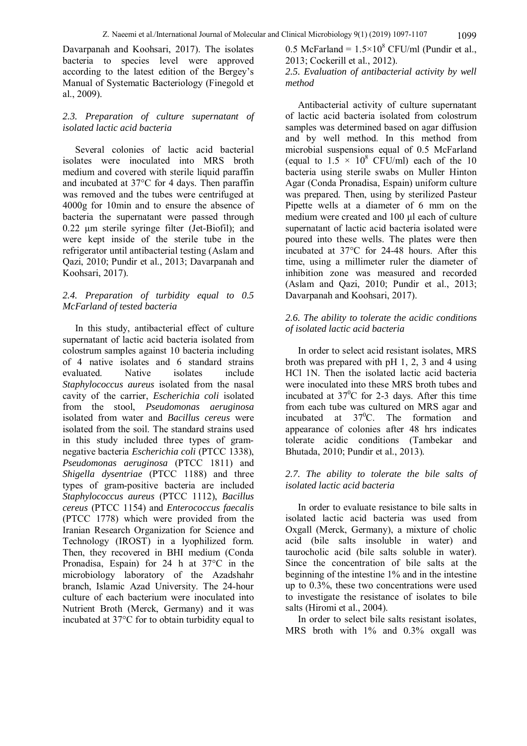Davarpanah and Koohsari, 2017). The isolates bacteria to species level were approved according to the latest edition of the Bergey's Manual of Systematic Bacteriology (Finegold et al., 2009).

### 2.3. Preparation of culture supernatant of isolated lactic acid bacteria

Several colonies of lactic acid bacterial isolates were inoculated into MRS broth medium and covered with sterile liquid paraffin and incubated at 37°C for 4 days. Then paraffin was removed and the tubes were centrifuged at 4000g for 10min and to ensure the absence of bacteria the supernatant were passed through 0.22 µm sterile syringe filter (Jet-Biofil); and were kept inside of the sterile tube in the refrigerator until antibacterial testing (Aslam and Qazi, 2010; Pundir et al., 2013; Davarpanah and Koohsari, 2017).

### 2.4. Preparation of turbidity equal to 0.5 McFarland of tested bacteria

In this study, antibacterial effect of culture supernatant of lactic acid bacteria isolated from colostrum samples against 10 bacteria including of 4 native isolates and 6 standard strains evaluated. Native isolates include *Staphylococcus aureus* isolated from the nasal cavity of the carrier, *Escherichia coli* isolated from the stool, *Pseudomonas aeruginosa* isolated from water and *Bacillus cereus* were isolated from the soil. The standard strains used in this study included three types of gram-negative bacteria *Escherichia coli* (PTCC 1338), *Pseudomonas aeruginosa* (PTCC 1811) and *Shigella dysentriae* (PTCC 1188) and three types of gram-positive bacteria are included *Staphylococcus aureus* (PTCC 1112), *Bacillus cereus* (PTCC 1154) and *Enterococcus faecalis* (PTCC 1778) which were provided from the Iranian Research Organization for Science and Technology (IROST) in a lyophilized form. Then, they recovered in BHI medium (Conda Pronadisa, Espain) for 24 h at 37°C in the microbiology laboratory of the Azadshahr branch, Islamic Azad University. The 24-hour culture of each bacterium were inoculated into Nutrient Broth (Merck, Germany) and it was incubated at 37°C for to obtain turbidity equal to 0.5 McFarland = $1.5\times10^8$ CFU/ml (Pundir et al., 2013; Cockerill et al., 2012).

### 2.5. Evaluation of antibacterial activity by well method

Antibacterial activity of culture supernatant of lactic acid bacteria isolated from colostrum samples was determined based on agar diffusion and by well method. In this method from microbial suspensions equal of 0.5 McFarland (equal to $1.5 \times 10^8$ CFU/ml) each of the 10 bacteria using sterile swabs on Muller Hinton Agar (Conda Pronadisa, Espain) uniform culture was prepared. Then, using by sterilized Pasteur Pipette wells at a diameter of 6 mm on the medium were created and 100 µl each of culture supernatant of lactic acid bacteria isolated were poured into these wells. The plates were then incubated at 37°C for 24-48 hours. After this time, using a millimeter ruler the diameter of inhibition zone was measured and recorded (Aslam and Qazi, 2010; Pundir et al., 2013; Davarpanah and Koohsari, 2017).

### 2.6. The ability to tolerate the acidic conditions of isolated lactic acid bacteria

In order to select acid resistant isolates, MRS broth was prepared with pH 1, 2, 3 and 4 using HCl 1N. Then the isolated lactic acid bacteria were inoculated into these MRS broth tubes and incubated at $37^0$C for 2-3 days. After this time from each tube was cultured on MRS agar and incubated at $37^0$C. The formation and appearance of colonies after 48 hrs indicates tolerate acidic conditions (Tambekar and Bhutada, 2010; Pundir et al., 2013).

### 2.7. The ability to tolerate the bile salts of isolated lactic acid bacteria

In order to evaluate resistance to bile salts in isolated lactic acid bacteria was used from Oxgall (Merck, Germany), a mixture of cholic acid (bile salts insoluble in water) and taurocholic acid (bile salts soluble in water). Since the concentration of bile salts at the beginning of the intestine 1% and in the intestine up to 0.3%, these two concentrations were used to investigate the resistance of isolates to bile salts (Hiromi et al., 2004).

In order to select bile salts resistant isolates, MRS broth with 1% and 0.3% oxgall was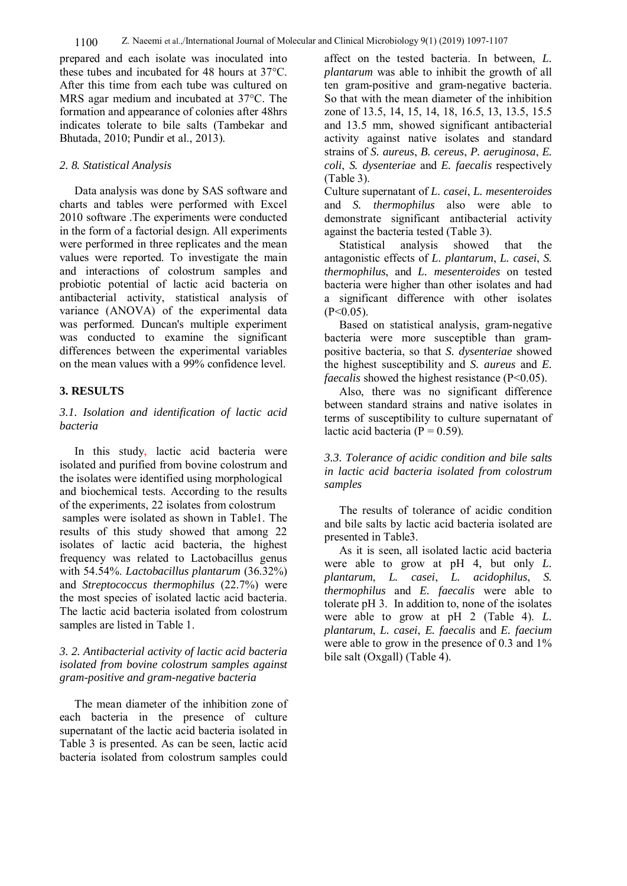prepared and each isolate was inoculated into these tubes and incubated for 48 hours at 37°C. After this time from each tube was cultured on MRS agar medium and incubated at 37°C. The formation and appearance of colonies after 48hrs indicates tolerate to bile salts (Tambekar and Bhutada, 2010; Pundir et al., 2013).

### *2. 8. Statistical Analysis*

Data analysis was done by SAS software and charts and tables were performed with Excel 2010 software .The experiments were conducted in the form of a factorial design. All experiments were performed in three replicates and the mean values were reported. To investigate the main and interactions of colostrum samples and probiotic potential of lactic acid bacteria on antibacterial activity, statistical analysis of variance (ANOVA) of the experimental data was performed. Duncan's multiple experiment was conducted to examine the significant differences between the experimental variables on the mean values with a 99% confidence level.

## 3. RESULTS

### *3.1. Isolation and identification of lactic acid bacteria*

In this study, lactic acid bacteria were isolated and purified from bovine colostrum and the isolates were identified using morphological and biochemical tests. According to the results of the experiments, 22 isolates from colostrum samples were isolated as shown in Table1. The results of this study showed that among 22 isolates of lactic acid bacteria, the highest frequency was related to Lactobacillus genus with 54.54%. *Lactobacillus plantarum* (36.32%) and *Streptococcus thermophilus* (22.7%) were the most species of isolated lactic acid bacteria. The lactic acid bacteria isolated from colostrum samples are listed in Table 1.

### *3. 2. Antibacterial activity of lactic acid bacteria isolated from bovine colostrum samples against gram-positive and gram-negative bacteria*

The mean diameter of the inhibition zone of each bacteria in the presence of culture supernatant of the lactic acid bacteria isolated in Table 3 is presented. As can be seen, lactic acid bacteria isolated from colostrum samples could affect on the tested bacteria. In between, *L. plantarum* was able to inhibit the growth of all ten gram-positive and gram-negative bacteria. So that with the mean diameter of the inhibition zone of 13.5, 14, 15, 14, 18, 16.5, 13, 13.5, 15.5 and 13.5 mm, showed significant antibacterial activity against native isolates and standard strains of *S. aureus*, *B. cereus*, *P. aeruginosa*, *E. coli*, *S. dysenteriae* and *E. faecalis* respectively (Table 3).

Culture supernatant of *L. casei*, *L. mesenteroides* and *S. thermophilus* also were able to demonstrate significant antibacterial activity against the bacteria tested (Table 3).

Statistical analysis showed that the antagonistic effects of *L. plantarum*, *L. casei*, *S. thermophilus*, and *L. mesenteroides* on tested bacteria were higher than other isolates and had a significant difference with other isolates ($P<0.05$).

Based on statistical analysis, gram-negative bacteria were more susceptible than gram-positive bacteria, so that *S. dysenteriae* showed the highest susceptibility and *S. aureus* and *E. faecalis* showed the highest resistance ($P<0.05$).

Also, there was no significant difference between standard strains and native isolates in terms of susceptibility to culture supernatant of lactic acid bacteria ($P = 0.59$).

### *3.3. Tolerance of acidic condition and bile salts in lactic acid bacteria isolated from colostrum samples*

The results of tolerance of acidic condition and bile salts by lactic acid bacteria isolated are presented in Table3.

As it is seen, all isolated lactic acid bacteria were able to grow at pH 4, but only *L. plantarum*, *L. casei*, *L. acidophilus*, *S. thermophilus* and *E. faecalis* were able to tolerate pH 3. In addition to, none of the isolates were able to grow at pH 2 (Table 4). *L. plantarum*, *L. casei*, *E. faecalis* and *E. faecium* were able to grow in the presence of 0.3 and 1% bile salt (Oxgall) (Table 4).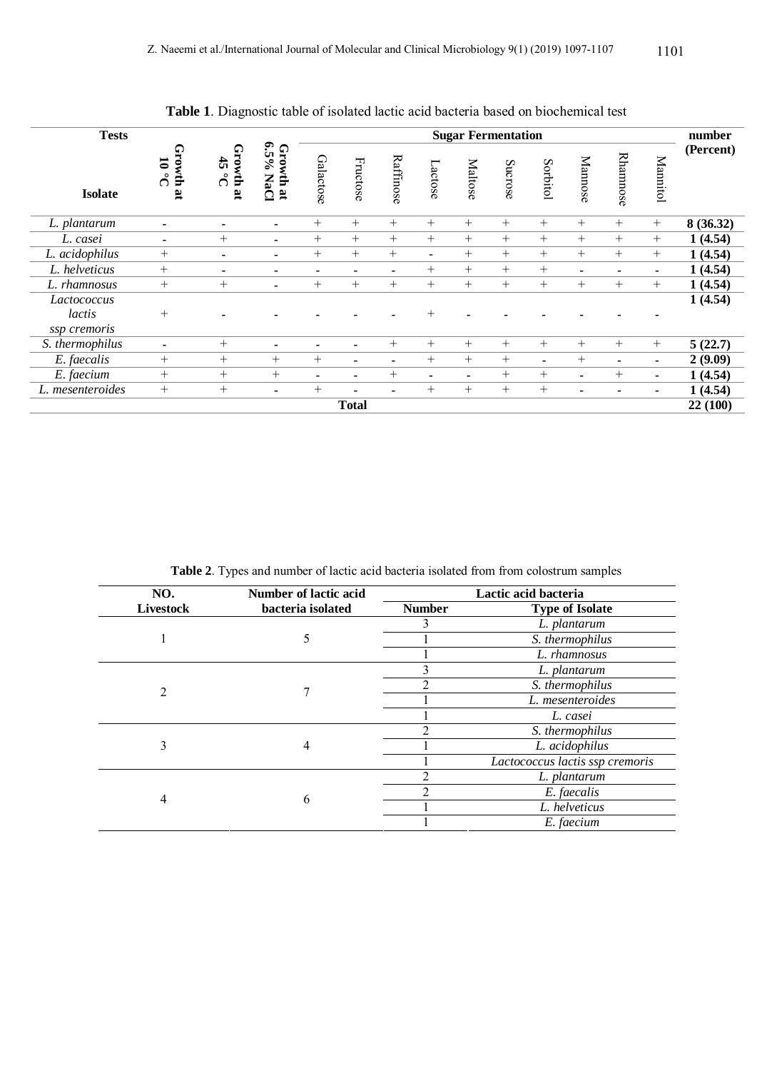**Table 1**. Diagnostic table of isolated lactic acid bacteria based on biochemical test

| Tests / Isolate | Growth at 10 °C | Growth at 45 °C | Growth at 6.5% NaCl | Sugar Fermentation: Galactose | Fructose | Raffinose | Lactose | Maltose | Sucrose | Sorbitol | Mannose | Rhamnose | Mannitol | number (Percent) |
|---|---|---|---|---|---|---|---|---|---|---|---|---|---|---|
| *L. plantarum* | - | - | - | + | + | + | + | + | + | + | + | + | + | **8 (36.32)** |
| *L. casei* | - | + | - | + | + | + | + | + | + | + | + | + | + | **1 (4.54)** |
| *L. acidophilus* | + | - | - | + | + | + | - | + | + | + | + | + | + | **1 (4.54)** |
| *L. helveticus* | + | - | - | - | - | - | + | + | + | + | - | - | - | **1 (4.54)** |
| *L. rhamnosus* | + | + | - | + | + | + | + | + | + | + | + | + | + | **1 (4.54)** |
| *Lactococcus lactis ssp cremoris* | + | - | - | - | - | - | + | - | - | - | - | - | - | **1 (4.54)** |
| *S. thermophilus* | - | + | - | - | - | + | + | + | + | + | + | + | + | **5 (22.7)** |
| *E. faecalis* | + | + | + | + | - | - | + | + | + | - | + | - | - | **2 (9.09)** |
| *E. faecium* | + | + | + | - | - | + | - | - | + | + | - | + | - | **1 (4.54)** |
| *L. mesenteroides* | + | + | - | + | - | - | + | + | + | + | - | - | - | **1 (4.54)** |
| **Total** | | | | | | | | | | | | | | **22 (100)** |

**Table 2**. Types and number of lactic acid bacteria isolated from from colostrum samples

| NO. Livestock | Number of lactic acid bacteria isolated | Lactic acid bacteria: Number | Type of Isolate |
|---|---|---|---|
| 1 | 5 | 3 | *L. plantarum* |
| | | 1 | *S. thermophilus* |
| | | 1 | *L. rhamnosus* |
| 2 | 7 | 3 | *L. plantarum* |
| | | 2 | *S. thermophilus* |
| | | 1 | *L. mesenteroides* |
| | | 1 | *L. casei* |
| 3 | 4 | 2 | *S. thermophilus* |
| | | 1 | *L. acidophilus* |
| | | 1 | *Lactococcus lactis ssp cremoris* |
| 4 | 6 | 2 | *L. plantarum* |
| | | 2 | *E. faecalis* |
| | | 1 | *L. helveticus* |
| | | 1 | *E. faecium* |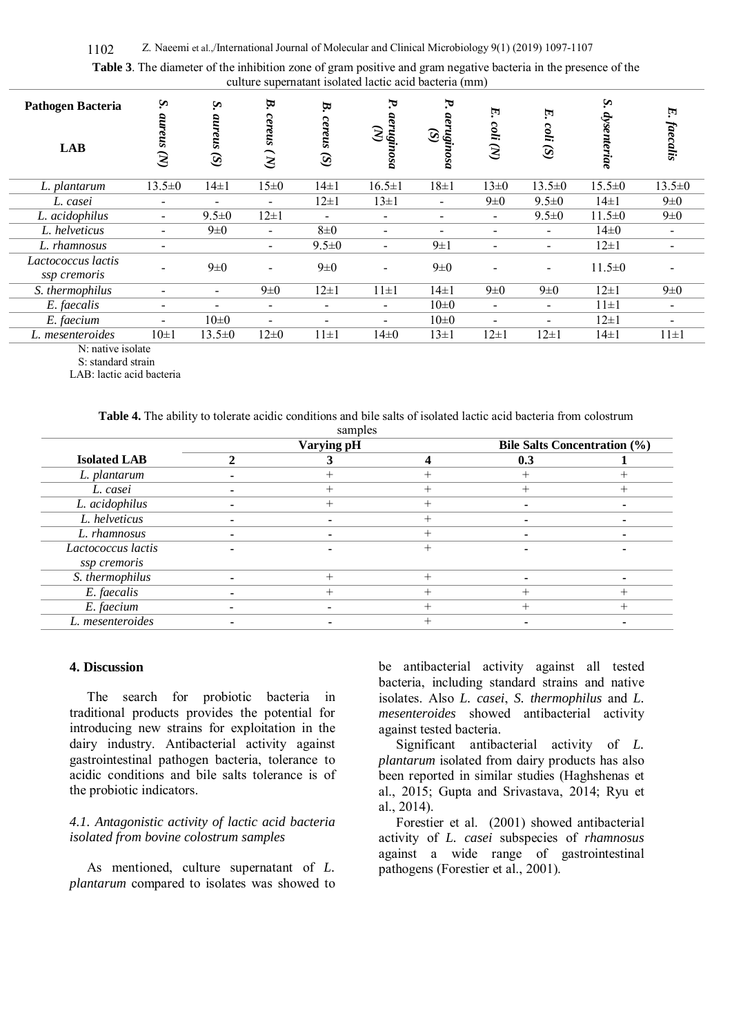**Table 3**. The diameter of the inhibition zone of gram positive and gram negative bacteria in the presence of the culture supernatant isolated lactic acid bacteria (mm)

| Pathogen Bacteria / LAB | *S. aureus* (N) | *S. aureus* (S) | *B. cereus* ( N) | *B. cereus* (S) | *P. aeruginosa* (N) | *P. aeruginosa* (S) | *E. coli* (N) | *E. coli* (S) | *S. dysenteriae* | *E. faecalis* |
|---|---|---|---|---|---|---|---|---|---|---|
| *L. plantarum* | 13.5±0 | 14±1 | 15±0 | 14±1 | 16.5±1 | 18±1 | 13±0 | 13.5±0 | 15.5±0 | 13.5±0 |
| *L. casei* | - | - | - | 12±1 | 13±1 | - | 9±0 | 9.5±0 | 14±1 | 9±0 |
| *L. acidophilus* | - | 9.5±0 | 12±1 | - | - | - | - | 9.5±0 | 11.5±0 | 9±0 |
| *L. helveticus* | - | 9±0 | - | 8±0 | - | - | - | - | 14±0 | - |
| *L. rhamnosus* | - | | - | 9.5±0 | - | 9±1 | - | - | 12±1 | - |
| *Lactococcus lactis ssp cremoris* | - | 9±0 | - | 9±0 | - | 9±0 | - | - | 11.5±0 | - |
| *S. thermophilus* | - | - | 9±0 | 12±1 | 11±1 | 14±1 | 9±0 | 9±0 | 12±1 | 9±0 |
| *E. faecalis* | - | - | - | - | - | 10±0 | - | - | 11±1 | - |
| *E. faecium* | - | 10±0 | - | - | - | 10±0 | - | - | 12±1 | - |
| *L. mesenteroides* | 10±1 | 13.5±0 | 12±0 | 11±1 | 14±0 | 13±1 | 12±1 | 12±1 | 14±1 | 11±1 |

N: native isolate
S: standard strain
LAB: lactic acid bacteria

**Table 4.** The ability to tolerate acidic conditions and bile salts of isolated lactic acid bacteria from colostrum samples

| | Varying pH | | | Bile Salts Concentration (%) | |
|---|---|---|---|---|---|
| **Isolated LAB** | **2** | **3** | **4** | **0.3** | **1** |
| *L. plantarum* | - | + | + | + | + |
| *L. casei* | - | + | + | + | + |
| *L. acidophilus* | - | + | + | - | - |
| *L. helveticus* | - | - | + | - | - |
| *L. rhamnosus* | - | - | + | - | - |
| *Lactococcus lactis ssp cremoris* | - | - | + | - | - |
| *S. thermophilus* | - | + | + | - | - |
| *E. faecalis* | - | + | + | + | + |
| *E. faecium* | - | - | + | + | + |
| *L. mesenteroides* | - | - | + | - | - |

## 4. Discussion

The search for probiotic bacteria in traditional products provides the potential for introducing new strains for exploitation in the dairy industry. Antibacterial activity against gastrointestinal pathogen bacteria, tolerance to acidic conditions and bile salts tolerance is of the probiotic indicators.

### *4.1. Antagonistic activity of lactic acid bacteria isolated from bovine colostrum samples*

As mentioned, culture supernatant of *L. plantarum* compared to isolates was showed to be antibacterial activity against all tested bacteria, including standard strains and native isolates. Also *L. casei*, *S. thermophilus* and *L. mesenteroides* showed antibacterial activity against tested bacteria.

Significant antibacterial activity of *L. plantarum* isolated from dairy products has also been reported in similar studies (Haghshenas et al., 2015; Gupta and Srivastava, 2014; Ryu et al., 2014).

Forestier et al. (2001) showed antibacterial activity of *L. casei* subspecies of *rhamnosus* against a wide range of gastrointestinal pathogens (Forestier et al., 2001).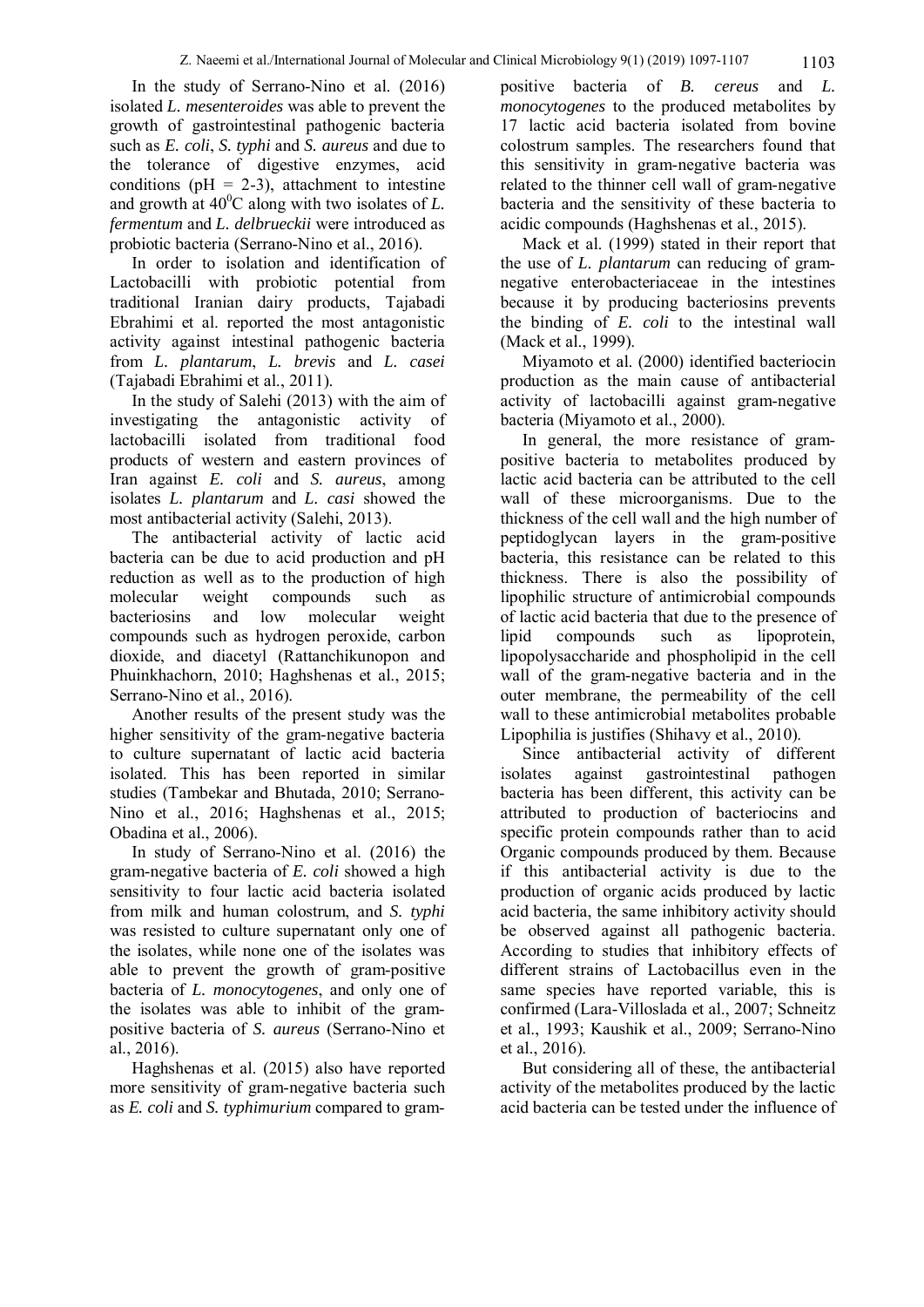In the study of Serrano-Nino et al. (2016) isolated *L. mesenteroides* was able to prevent the growth of gastrointestinal pathogenic bacteria such as *E. coli*, *S. typhi* and *S. aureus* and due to the tolerance of digestive enzymes, acid conditions (pH = 2-3), attachment to intestine and growth at $40^0$C along with two isolates of *L. fermentum* and *L. delbrueckii* were introduced as probiotic bacteria (Serrano-Nino et al., 2016).

In order to isolation and identification of Lactobacilli with probiotic potential from traditional Iranian dairy products, Tajabadi Ebrahimi et al. reported the most antagonistic activity against intestinal pathogenic bacteria from *L. plantarum*, *L. brevis* and *L. casei* (Tajabadi Ebrahimi et al., 2011).

In the study of Salehi (2013) with the aim of investigating the antagonistic activity of lactobacilli isolated from traditional food products of western and eastern provinces of Iran against *E. coli* and *S. aureus*, among isolates *L. plantarum* and *L. casi* showed the most antibacterial activity (Salehi, 2013).

The antibacterial activity of lactic acid bacteria can be due to acid production and pH reduction as well as to the production of high molecular weight compounds such as bacteriosins and low molecular weight compounds such as hydrogen peroxide, carbon dioxide, and diacetyl (Rattanchikunopon and Phuinkhachorn, 2010; Haghshenas et al., 2015; Serrano-Nino et al., 2016).

Another results of the present study was the higher sensitivity of the gram-negative bacteria to culture supernatant of lactic acid bacteria isolated. This has been reported in similar studies (Tambekar and Bhutada, 2010; Serrano-Nino et al., 2016; Haghshenas et al., 2015; Obadina et al., 2006).

In study of Serrano-Nino et al. (2016) the gram-negative bacteria of *E. coli* showed a high sensitivity to four lactic acid bacteria isolated from milk and human colostrum, and *S. typhi* was resisted to culture supernatant only one of the isolates, while none one of the isolates was able to prevent the growth of gram-positive bacteria of *L. monocytogenes*, and only one of the isolates was able to inhibit of the gram-positive bacteria of *S. aureus* (Serrano-Nino et al., 2016).

Haghshenas et al. (2015) also have reported more sensitivity of gram-negative bacteria such as *E. coli* and *S. typhimurium* compared to gram-positive bacteria of *B. cereus* and *L. monocytogenes* to the produced metabolites by 17 lactic acid bacteria isolated from bovine colostrum samples. The researchers found that this sensitivity in gram-negative bacteria was related to the thinner cell wall of gram-negative bacteria and the sensitivity of these bacteria to acidic compounds (Haghshenas et al., 2015).

Mack et al. (1999) stated in their report that the use of *L. plantarum* can reducing of gram-negative enterobacteriaceae in the intestines because it by producing bacteriosins prevents the binding of *E. coli* to the intestinal wall (Mack et al., 1999).

Miyamoto et al. (2000) identified bacteriocin production as the main cause of antibacterial activity of lactobacilli against gram-negative bacteria (Miyamoto et al., 2000).

In general, the more resistance of gram-positive bacteria to metabolites produced by lactic acid bacteria can be attributed to the cell wall of these microorganisms. Due to the thickness of the cell wall and the high number of peptidoglycan layers in the gram-positive bacteria, this resistance can be related to this thickness. There is also the possibility of lipophilic structure of antimicrobial compounds of lactic acid bacteria that due to the presence of lipid compounds such as lipoprotein, lipopolysaccharide and phospholipid in the cell wall of the gram-negative bacteria and in the outer membrane, the permeability of the cell wall to these antimicrobial metabolites probable Lipophilia is justifies (Shihavy et al., 2010).

Since antibacterial activity of different isolates against gastrointestinal pathogen bacteria has been different, this activity can be attributed to production of bacteriocins and specific protein compounds rather than to acid Organic compounds produced by them. Because if this antibacterial activity is due to the production of organic acids produced by lactic acid bacteria, the same inhibitory activity should be observed against all pathogenic bacteria. According to studies that inhibitory effects of different strains of Lactobacillus even in the same species have reported variable, this is confirmed (Lara-Villoslada et al., 2007; Schneitz et al., 1993; Kaushik et al., 2009; Serrano-Nino et al., 2016).

But considering all of these, the antibacterial activity of the metabolites produced by the lactic acid bacteria can be tested under the influence of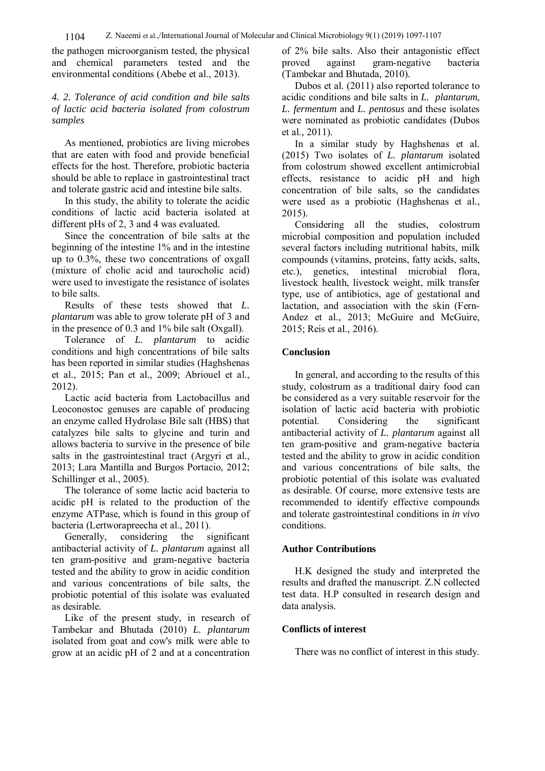the pathogen microorganism tested, the physical and chemical parameters tested and the environmental conditions (Abebe et al., 2013).

### *4. 2. Tolerance of acid condition and bile salts of lactic acid bacteria isolated from colostrum samples*

As mentioned, probiotics are living microbes that are eaten with food and provide beneficial effects for the host. Therefore, probiotic bacteria should be able to replace in gastrointestinal tract and tolerate gastric acid and intestine bile salts.

In this study, the ability to tolerate the acidic conditions of lactic acid bacteria isolated at different pHs of 2, 3 and 4 was evaluated.

Since the concentration of bile salts at the beginning of the intestine 1% and in the intestine up to 0.3%, these two concentrations of oxgall (mixture of cholic acid and taurocholic acid) were used to investigate the resistance of isolates to bile salts.

Results of these tests showed that *L. plantarum* was able to grow tolerate pH of 3 and in the presence of 0.3 and 1% bile salt (Oxgall).

Tolerance of *L. plantarum* to acidic conditions and high concentrations of bile salts has been reported in similar studies (Haghshenas et al., 2015; Pan et al., 2009; Abriouel et al., 2012).

Lactic acid bacteria from Lactobacillus and Leoconostoc genuses are capable of producing an enzyme called Hydrolase Bile salt (HBS) that catalyzes bile salts to glycine and turin and allows bacteria to survive in the presence of bile salts in the gastrointestinal tract (Argyri et al., 2013; Lara Mantilla and Burgos Portacio, 2012; Schillinger et al., 2005).

The tolerance of some lactic acid bacteria to acidic pH is related to the production of the enzyme ATPase, which is found in this group of bacteria (Lertworapreecha et al., 2011).

Generally, considering the significant antibacterial activity of *L. plantarum* against all ten gram-positive and gram-negative bacteria tested and the ability to grow in acidic condition and various concentrations of bile salts, the probiotic potential of this isolate was evaluated as desirable.

Like of the present study, in research of Tambekar and Bhutada (2010) *L. plantarum* isolated from goat and cow's milk were able to grow at an acidic pH of 2 and at a concentration of 2% bile salts. Also their antagonistic effect proved against gram-negative bacteria (Tambekar and Bhutada, 2010).

Dubos et al. (2011) also reported tolerance to acidic conditions and bile salts in *L. plantarum*, *L. fermentum* and *L. pentosus* and these isolates were nominated as probiotic candidates (Dubos et al., 2011).

In a similar study by Haghshenas et al. (2015) Two isolates of *L. plantarum* isolated from colostrum showed excellent antimicrobial effects, resistance to acidic pH and high concentration of bile salts, so the candidates were used as a probiotic (Haghshenas et al., 2015).

Considering all the studies, colostrum microbial composition and population included several factors including nutritional habits, milk compounds (vitamins, proteins, fatty acids, salts, etc.), genetics, intestinal microbial flora, livestock health, livestock weight, milk transfer type, use of antibiotics, age of gestational and lactation, and association with the skin (Fern-Andez et al., 2013; McGuire and McGuire, 2015; Reis et al., 2016).

## Conclusion

In general, and according to the results of this study, colostrum as a traditional dairy food can be considered as a very suitable reservoir for the isolation of lactic acid bacteria with probiotic potential. Considering the significant antibacterial activity of *L. plantarum* against all ten gram-positive and gram-negative bacteria tested and the ability to grow in acidic condition and various concentrations of bile salts, the probiotic potential of this isolate was evaluated as desirable. Of course, more extensive tests are recommended to identify effective compounds and tolerate gastrointestinal conditions in *in vivo* conditions.

## Author Contributions

H.K designed the study and interpreted the results and drafted the manuscript. Z.N collected test data. H.P consulted in research design and data analysis.

## Conflicts of interest

There was no conflict of interest in this study.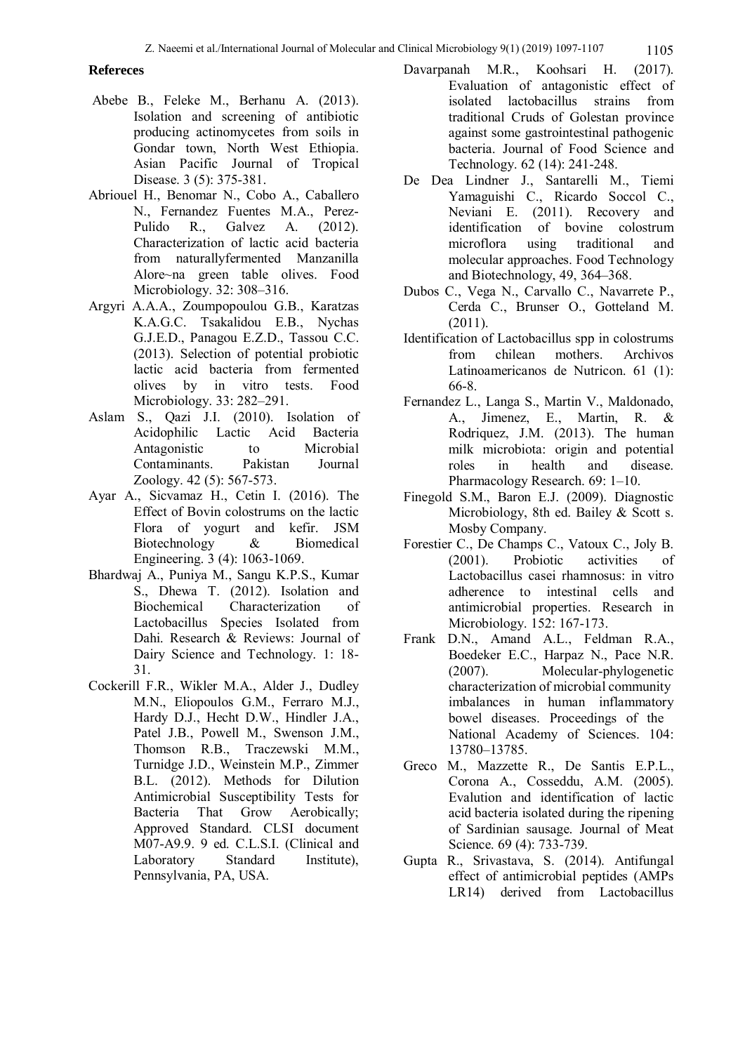**Refereces**

Abebe B., Feleke M., Berhanu A. (2013). Isolation and screening of antibiotic producing actinomycetes from soils in Gondar town, North West Ethiopia. Asian Pacific Journal of Tropical Disease. 3 (5): 375-381.

Abriouel H., Benomar N., Cobo A., Caballero N., Fernandez Fuentes M.A., Perez-Pulido R., Galvez A. (2012). Characterization of lactic acid bacteria from naturallyfermented Manzanilla Alore~na green table olives. Food Microbiology. 32: 308–316.

Argyri A.A.A., Zoumpopoulou G.B., Karatzas K.A.G.C. Tsakalidou E.B., Nychas G.J.E.D., Panagou E.Z.D., Tassou C.C. (2013). Selection of potential probiotic lactic acid bacteria from fermented olives by in vitro tests. Food Microbiology. 33: 282–291.

Aslam S., Qazi J.I. (2010). Isolation of Acidophilic Lactic Acid Bacteria Antagonistic to Microbial Contaminants. Pakistan Journal Zoology. 42 (5): 567-573.

Ayar A., Sicvamaz H., Cetin I. (2016). The Effect of Bovin colostrums on the lactic Flora of yogurt and kefir. JSM Biotechnology & Biomedical Engineering. 3 (4): 1063-1069.

Bhardwaj A., Puniya M., Sangu K.P.S., Kumar S., Dhewa T. (2012). Isolation and Biochemical Characterization of Lactobacillus Species Isolated from Dahi. Research & Reviews: Journal of Dairy Science and Technology. 1: 18-31.

Cockerill F.R., Wikler M.A., Alder J., Dudley M.N., Eliopoulos G.M., Ferraro M.J., Hardy D.J., Hecht D.W., Hindler J.A., Patel J.B., Powell M., Swenson J.M., Thomson R.B., Traczewski M.M., Turnidge J.D., Weinstein M.P., Zimmer B.L. (2012). Methods for Dilution Antimicrobial Susceptibility Tests for Bacteria That Grow Aerobically; Approved Standard. CLSI document M07-A9.9. 9 ed. C.L.S.I. (Clinical and Laboratory Standard Institute), Pennsylvania, PA, USA.

Davarpanah M.R., Koohsari H. (2017). Evaluation of antagonistic effect of isolated lactobacillus strains from traditional Cruds of Golestan province against some gastrointestinal pathogenic bacteria. Journal of Food Science and Technology. 62 (14): 241-248.

De Dea Lindner J., Santarelli M., Tiemi Yamaguishi C., Ricardo Soccol C., Neviani E. (2011). Recovery and identification of bovine colostrum microflora using traditional and molecular approaches. Food Technology and Biotechnology, 49, 364–368.

Dubos C., Vega N., Carvallo C., Navarrete P., Cerda C., Brunser O., Gotteland M. (2011).

Identification of Lactobacillus spp in colostrums from chilean mothers. Archivos Latinoamericanos de Nutricon. 61 (1): 66-8.

Fernandez L., Langa S., Martin V., Maldonado, A., Jimenez, E., Martin, R. & Rodriquez, J.M. (2013). The human milk microbiota: origin and potential roles in health and disease. Pharmacology Research. 69: 1–10.

Finegold S.M., Baron E.J. (2009). Diagnostic Microbiology, 8th ed. Bailey & Scott s. Mosby Company.

Forestier C., De Champs C., Vatoux C., Joly B. (2001). Probiotic activities of Lactobacillus casei rhamnosus: in vitro adherence to intestinal cells and antimicrobial properties. Research in Microbiology. 152: 167-173.

Frank D.N., Amand A.L., Feldman R.A., Boedeker E.C., Harpaz N., Pace N.R. (2007). Molecular-phylogenetic characterization of microbial community imbalances in human inflammatory bowel diseases. Proceedings of the National Academy of Sciences. 104: 13780–13785.

Greco M., Mazzette R., De Santis E.P.L., Corona A., Cosseddu, A.M. (2005). Evalution and identification of lactic acid bacteria isolated during the ripening of Sardinian sausage. Journal of Meat Science. 69 (4): 733-739.

Gupta R., Srivastava, S. (2014). Antifungal effect of antimicrobial peptides (AMPs LR14) derived from Lactobacillus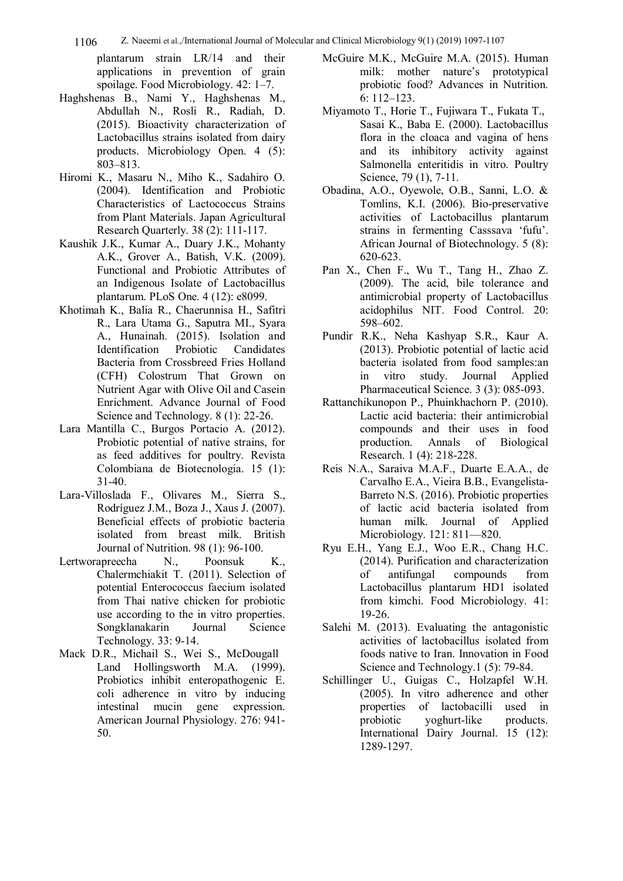plantarum strain LR/14 and their applications in prevention of grain spoilage. Food Microbiology. 42: 1–7.

Haghshenas B., Nami Y., Haghshenas M., Abdullah N., Rosli R., Radiah, D. (2015). Bioactivity characterization of Lactobacillus strains isolated from dairy products. Microbiology Open. 4 (5): 803–813.

Hiromi K., Masaru N., Miho K., Sadahiro O. (2004). Identification and Probiotic Characteristics of Lactococcus Strains from Plant Materials. Japan Agricultural Research Quarterly. 38 (2): 111-117.

Kaushik J.K., Kumar A., Duary J.K., Mohanty A.K., Grover A., Batish, V.K. (2009). Functional and Probiotic Attributes of an Indigenous Isolate of Lactobacillus plantarum. PLoS One. 4 (12): e8099.

Khotimah K., Balia R., Chaerunnisa H., Safitri R., Lara Utama G., Saputra MI., Syara A., Hunainah. (2015). Isolation and Identification Probiotic Candidates Bacteria from Crossbreed Fries Holland (CFH) Colostrum That Grown on Nutrient Agar with Olive Oil and Casein Enrichment. Advance Journal of Food Science and Technology. 8 (1): 22-26.

Lara Mantilla C., Burgos Portacio A. (2012). Probiotic potential of native strains, for as feed additives for poultry. Revista Colombiana de Biotecnologia. 15 (1): 31-40.

Lara-Villoslada F., Olivares M., Sierra S., Rodríguez J.M., Boza J., Xaus J. (2007). Beneficial effects of probiotic bacteria isolated from breast milk. British Journal of Nutrition. 98 (1): 96-100.

Lertworapreecha N., Poonsuk K., Chalermchiakit T. (2011). Selection of potential Enterococcus faecium isolated from Thai native chicken for probiotic use according to the in vitro properties. Songklanakarin Journal Science Technology. 33: 9-14.

Mack D.R., Michail S., Wei S., McDougall Land Hollingsworth M.A. (1999). Probiotics inhibit enteropathogenic E. coli adherence in vitro by inducing intestinal mucin gene expression. American Journal Physiology. 276: 941-50.

McGuire M.K., McGuire M.A. (2015). Human milk: mother nature's prototypical probiotic food? Advances in Nutrition. 6: 112–123.

Miyamoto T., Horie T., Fujiwara T., Fukata T., Sasai K., Baba E. (2000). Lactobacillus flora in the cloaca and vagina of hens and its inhibitory activity against Salmonella enteritidis in vitro. Poultry Science, 79 (1), 7-11.

Obadina, A.O., Oyewole, O.B., Sanni, L.O. & Tomlins, K.I. (2006). Bio-preservative activities of Lactobacillus plantarum strains in fermenting Casssava 'fufu'. African Journal of Biotechnology. 5 (8): 620-623.

Pan X., Chen F., Wu T., Tang H., Zhao Z. (2009). The acid, bile tolerance and antimicrobial property of Lactobacillus acidophilus NIT. Food Control. 20: 598–602.

Pundir R.K., Neha Kashyap S.R., Kaur A. (2013). Probiotic potential of lactic acid bacteria isolated from food samples:an in vitro study. Journal Applied Pharmaceutical Science. 3 (3): 085-093.

Rattanchikunopon P., Phuinkhachorn P. (2010). Lactic acid bacteria: their antimicrobial compounds and their uses in food production. Annals of Biological Research. 1 (4): 218-228.

Reis N.A., Saraiva M.A.F., Duarte E.A.A., de Carvalho E.A., Vieira B.B., Evangelista-Barreto N.S. (2016). Probiotic properties of lactic acid bacteria isolated from human milk. Journal of Applied Microbiology. 121: 811—820.

Ryu E.H., Yang E.J., Woo E.R., Chang H.C. (2014). Purification and characterization of antifungal compounds from Lactobacillus plantarum HD1 isolated from kimchi. Food Microbiology. 41: 19-26.

Salehi M. (2013). Evaluating the antagonistic activities of lactobacillus isolated from foods native to Iran. Innovation in Food Science and Technology.1 (5): 79-84.

Schillinger U., Guigas C., Holzapfel W.H. (2005). In vitro adherence and other properties of lactobacilli used in probiotic yoghurt-like products. International Dairy Journal. 15 (12): 1289-1297.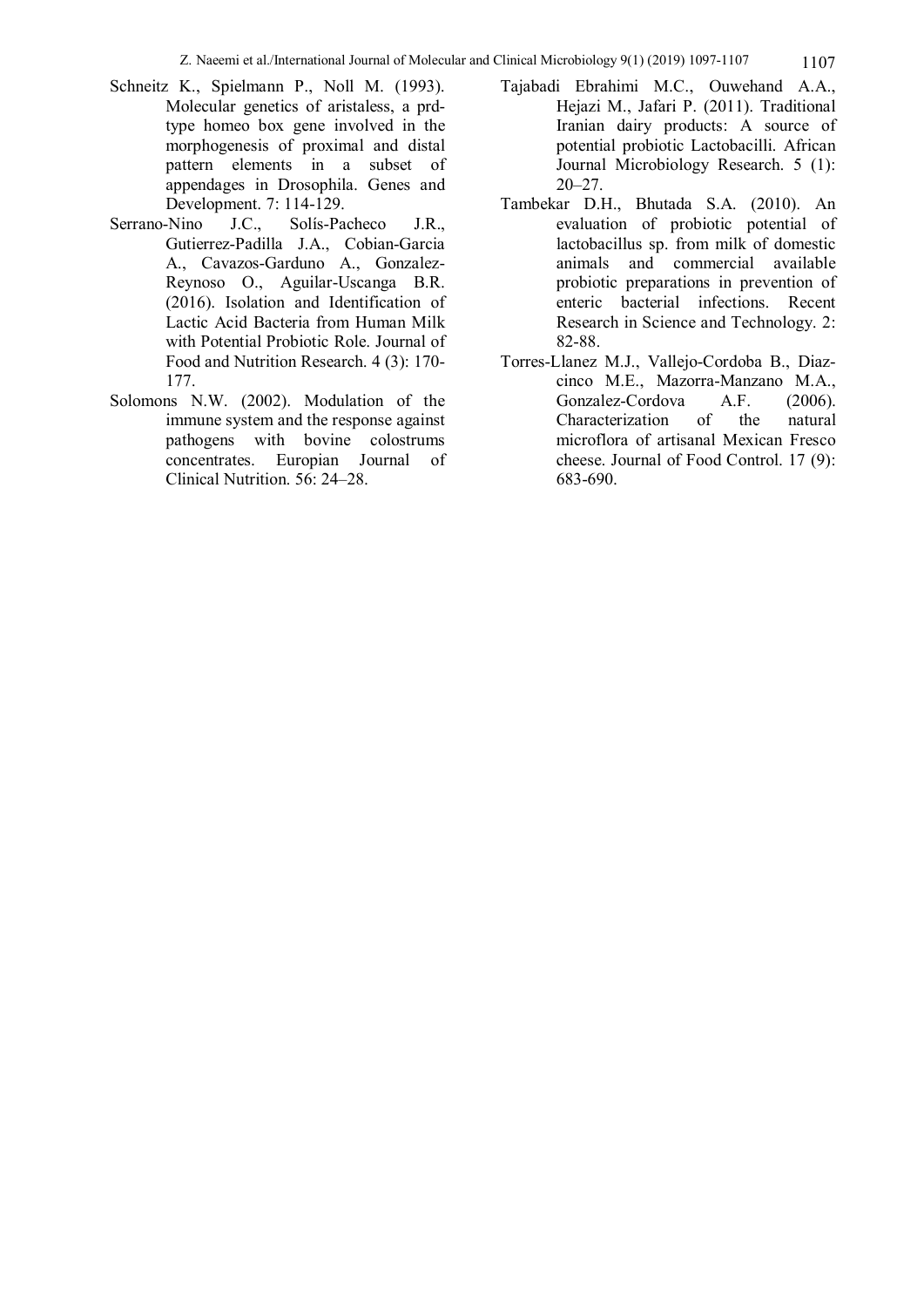Schneitz K., Spielmann P., Noll M. (1993). Molecular genetics of aristaless, a prd-type homeo box gene involved in the morphogenesis of proximal and distal pattern elements in a subset of appendages in Drosophila. Genes and Development. 7: 114-129.

Serrano-Nino J.C., Solís-Pacheco J.R., Gutierrez-Padilla J.A., Cobian-Garcia A., Cavazos-Garduno A., Gonzalez-Reynoso O., Aguilar-Uscanga B.R. (2016). Isolation and Identification of Lactic Acid Bacteria from Human Milk with Potential Probiotic Role. Journal of Food and Nutrition Research. 4 (3): 170-177.

Solomons N.W. (2002). Modulation of the immune system and the response against pathogens with bovine colostrums concentrates. Europian Journal of Clinical Nutrition. 56: 24–28.

Tajabadi Ebrahimi M.C., Ouwehand A.A., Hejazi M., Jafari P. (2011). Traditional Iranian dairy products: A source of potential probiotic Lactobacilli. African Journal Microbiology Research. 5 (1): 20–27.

Tambekar D.H., Bhutada S.A. (2010). An evaluation of probiotic potential of lactobacillus sp. from milk of domestic animals and commercial available probiotic preparations in prevention of enteric bacterial infections. Recent Research in Science and Technology. 2: 82-88.

Torres-Llanez M.J., Vallejo-Cordoba B., Diaz-cinco M.E., Mazorra-Manzano M.A., Gonzalez-Cordova A.F. (2006). Characterization of the natural microflora of artisanal Mexican Fresco cheese. Journal of Food Control. 17 (9): 683-690.